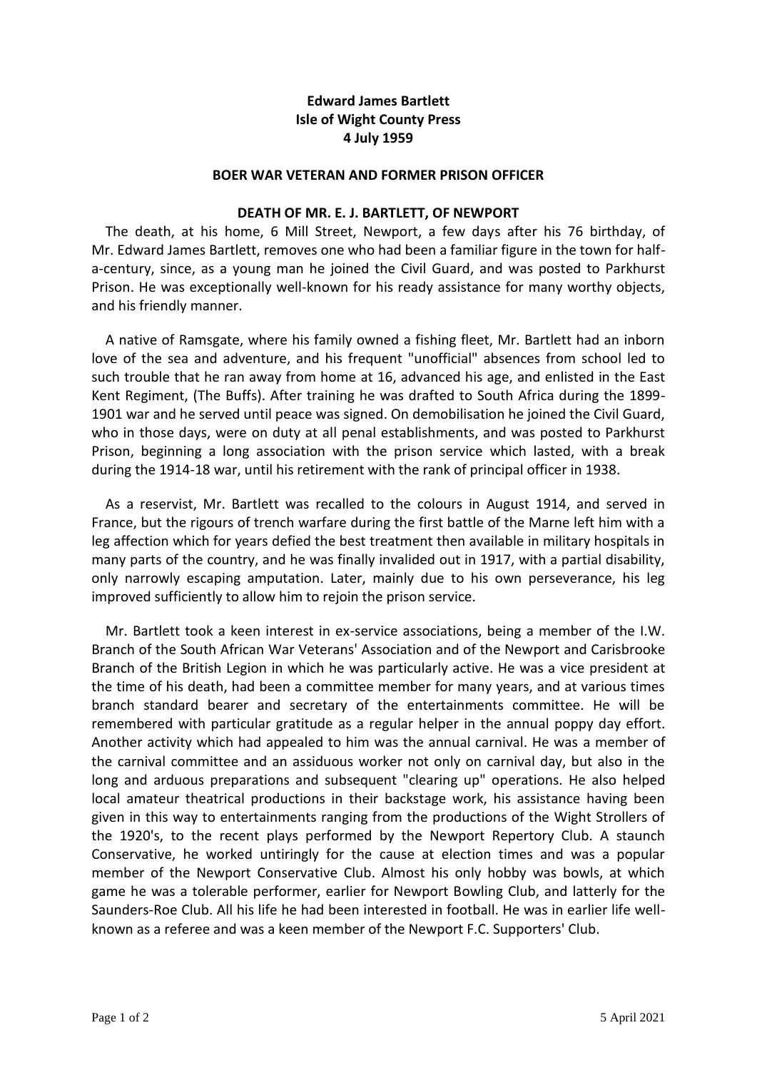**Edward James Bartlett**
**Isle of Wight County Press**
**4 July 1959**

**BOER WAR VETERAN AND FORMER PRISON OFFICER**

**DEATH OF MR. E. J. BARTLETT, OF NEWPORT**

The death, at his home, 6 Mill Street, Newport, a few days after his 76 birthday, of Mr. Edward James Bartlett, removes one who had been a familiar figure in the town for half-a-century, since, as a young man he joined the Civil Guard, and was posted to Parkhurst Prison. He was exceptionally well-known for his ready assistance for many worthy objects, and his friendly manner.

A native of Ramsgate, where his family owned a fishing fleet, Mr. Bartlett had an inborn love of the sea and adventure, and his frequent "unofficial" absences from school led to such trouble that he ran away from home at 16, advanced his age, and enlisted in the East Kent Regiment, (The Buffs). After training he was drafted to South Africa during the 1899-1901 war and he served until peace was signed. On demobilisation he joined the Civil Guard, who in those days, were on duty at all penal establishments, and was posted to Parkhurst Prison, beginning a long association with the prison service which lasted, with a break during the 1914-18 war, until his retirement with the rank of principal officer in 1938.

As a reservist, Mr. Bartlett was recalled to the colours in August 1914, and served in France, but the rigours of trench warfare during the first battle of the Marne left him with a leg affection which for years defied the best treatment then available in military hospitals in many parts of the country, and he was finally invalided out in 1917, with a partial disability, only narrowly escaping amputation. Later, mainly due to his own perseverance, his leg improved sufficiently to allow him to rejoin the prison service.

Mr. Bartlett took a keen interest in ex-service associations, being a member of the I.W. Branch of the South African War Veterans' Association and of the Newport and Carisbrooke Branch of the British Legion in which he was particularly active. He was a vice president at the time of his death, had been a committee member for many years, and at various times branch standard bearer and secretary of the entertainments committee. He will be remembered with particular gratitude as a regular helper in the annual poppy day effort. Another activity which had appealed to him was the annual carnival. He was a member of the carnival committee and an assiduous worker not only on carnival day, but also in the long and arduous preparations and subsequent "clearing up" operations. He also helped local amateur theatrical productions in their backstage work, his assistance having been given in this way to entertainments ranging from the productions of the Wight Strollers of the 1920's, to the recent plays performed by the Newport Repertory Club. A staunch Conservative, he worked untiringly for the cause at election times and was a popular member of the Newport Conservative Club. Almost his only hobby was bowls, at which game he was a tolerable performer, earlier for Newport Bowling Club, and latterly for the Saunders-Roe Club. All his life he had been interested in football. He was in earlier life well-known as a referee and was a keen member of the Newport F.C. Supporters' Club.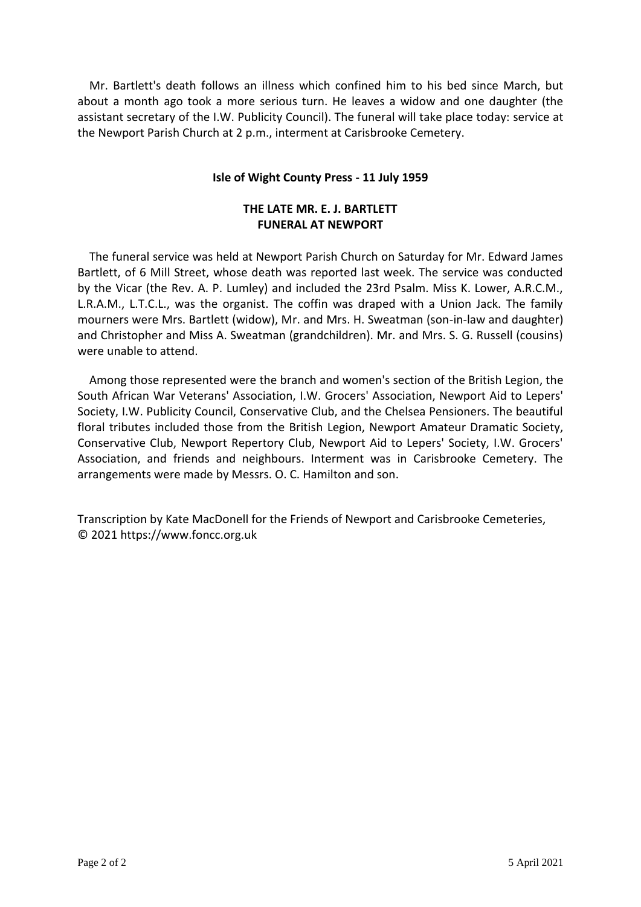Mr. Bartlett's death follows an illness which confined him to his bed since March, but about a month ago took a more serious turn. He leaves a widow and one daughter (the assistant secretary of the I.W. Publicity Council). The funeral will take place today: service at the Newport Parish Church at 2 p.m., interment at Carisbrooke Cemetery.

**Isle of Wight County Press - 11 July 1959**

**THE LATE MR. E. J. BARTLETT**
**FUNERAL AT NEWPORT**

The funeral service was held at Newport Parish Church on Saturday for Mr. Edward James Bartlett, of 6 Mill Street, whose death was reported last week. The service was conducted by the Vicar (the Rev. A. P. Lumley) and included the 23rd Psalm. Miss K. Lower, A.R.C.M., L.R.A.M., L.T.C.L., was the organist. The coffin was draped with a Union Jack. The family mourners were Mrs. Bartlett (widow), Mr. and Mrs. H. Sweatman (son-in-law and daughter) and Christopher and Miss A. Sweatman (grandchildren). Mr. and Mrs. S. G. Russell (cousins) were unable to attend.

Among those represented were the branch and women's section of the British Legion, the South African War Veterans' Association, I.W. Grocers' Association, Newport Aid to Lepers' Society, I.W. Publicity Council, Conservative Club, and the Chelsea Pensioners. The beautiful floral tributes included those from the British Legion, Newport Amateur Dramatic Society, Conservative Club, Newport Repertory Club, Newport Aid to Lepers' Society, I.W. Grocers' Association, and friends and neighbours. Interment was in Carisbrooke Cemetery. The arrangements were made by Messrs. O. C. Hamilton and son.

Transcription by Kate MacDonell for the Friends of Newport and Carisbrooke Cemeteries, © 2021 https://www.foncc.org.uk